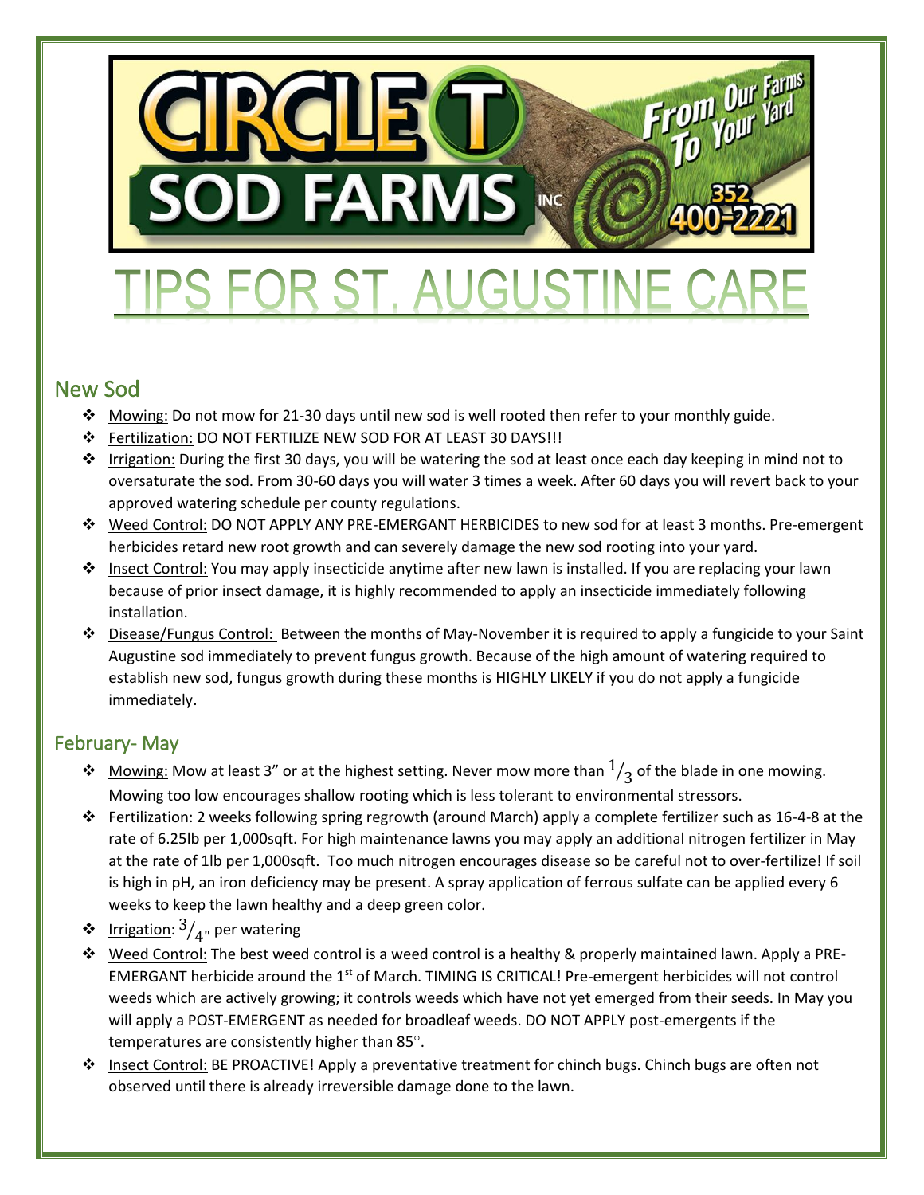# CIRCLE T SOD FARMS INC

From Our Farms To Your Yard

352 400-2221

# TIPS FOR ST. AUGUSTINE CARE

## New Sod

- Mowing: Do not mow for 21-30 days until new sod is well rooted then refer to your monthly guide.
- Fertilization: DO NOT FERTILIZE NEW SOD FOR AT LEAST 30 DAYS!!!
- Irrigation: During the first 30 days, you will be watering the sod at least once each day keeping in mind not to oversaturate the sod. From 30-60 days you will water 3 times a week. After 60 days you will revert back to your approved watering schedule per county regulations.
- Weed Control: DO NOT APPLY ANY PRE-EMERGANT HERBICIDES to new sod for at least 3 months. Pre-emergent herbicides retard new root growth and can severely damage the new sod rooting into your yard.
- Insect Control: You may apply insecticide anytime after new lawn is installed. If you are replacing your lawn because of prior insect damage, it is highly recommended to apply an insecticide immediately following installation.
- Disease/Fungus Control: Between the months of May-November it is required to apply a fungicide to your Saint Augustine sod immediately to prevent fungus growth. Because of the high amount of watering required to establish new sod, fungus growth during these months is HIGHLY LIKELY if you do not apply a fungicide immediately.

## February- May

- Mowing: Mow at least 3" or at the highest setting. Never mow more than $1/3$ of the blade in one mowing. Mowing too low encourages shallow rooting which is less tolerant to environmental stressors.
- Fertilization: 2 weeks following spring regrowth (around March) apply a complete fertilizer such as 16-4-8 at the rate of 6.25lb per 1,000sqft. For high maintenance lawns you may apply an additional nitrogen fertilizer in May at the rate of 1lb per 1,000sqft. Too much nitrogen encourages disease so be careful not to over-fertilize! If soil is high in pH, an iron deficiency may be present. A spray application of ferrous sulfate can be applied every 6 weeks to keep the lawn healthy and a deep green color.
- Irrigation: $3/4$" per watering
- Weed Control: The best weed control is a weed control is a healthy & properly maintained lawn. Apply a PRE-EMERGANT herbicide around the 1st of March. TIMING IS CRITICAL! Pre-emergent herbicides will not control weeds which are actively growing; it controls weeds which have not yet emerged from their seeds. In May you will apply a POST-EMERGENT as needed for broadleaf weeds. DO NOT APPLY post-emergents if the temperatures are consistently higher than 85°.
- Insect Control: BE PROACTIVE! Apply a preventative treatment for chinch bugs. Chinch bugs are often not observed until there is already irreversible damage done to the lawn.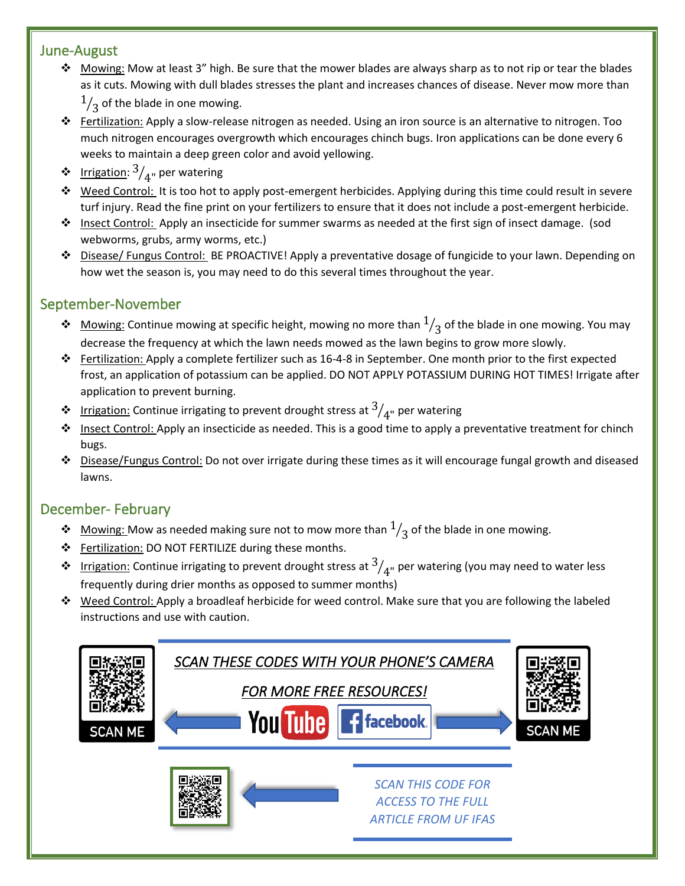## June-August

- Mowing: Mow at least 3" high. Be sure that the mower blades are always sharp as to not rip or tear the blades as it cuts. Mowing with dull blades stresses the plant and increases chances of disease. Never mow more than $^1/_3$ of the blade in one mowing.
- Fertilization: Apply a slow-release nitrogen as needed. Using an iron source is an alternative to nitrogen. Too much nitrogen encourages overgrowth which encourages chinch bugs. Iron applications can be done every 6 weeks to maintain a deep green color and avoid yellowing.
- Irrigation: $^3/_4$" per watering
- Weed Control: It is too hot to apply post-emergent herbicides. Applying during this time could result in severe turf injury. Read the fine print on your fertilizers to ensure that it does not include a post-emergent herbicide.
- Insect Control: Apply an insecticide for summer swarms as needed at the first sign of insect damage. (sod webworms, grubs, army worms, etc.)
- Disease/ Fungus Control: BE PROACTIVE! Apply a preventative dosage of fungicide to your lawn. Depending on how wet the season is, you may need to do this several times throughout the year.

## September-November

- Mowing: Continue mowing at specific height, mowing no more than $^1/_3$ of the blade in one mowing. You may decrease the frequency at which the lawn needs mowed as the lawn begins to grow more slowly.
- Fertilization: Apply a complete fertilizer such as 16-4-8 in September. One month prior to the first expected frost, an application of potassium can be applied. DO NOT APPLY POTASSIUM DURING HOT TIMES! Irrigate after application to prevent burning.
- Irrigation: Continue irrigating to prevent drought stress at $^3/_4$" per watering
- Insect Control: Apply an insecticide as needed. This is a good time to apply a preventative treatment for chinch bugs.
- Disease/Fungus Control: Do not over irrigate during these times as it will encourage fungal growth and diseased lawns.

## December- February

- Mowing: Mow as needed making sure not to mow more than $^1/_3$ of the blade in one mowing.
- Fertilization: DO NOT FERTILIZE during these months.
- Irrigation: Continue irrigating to prevent drought stress at $^3/_4$" per watering (you may need to water less frequently during drier months as opposed to summer months)
- Weed Control: Apply a broadleaf herbicide for weed control. Make sure that you are following the labeled instructions and use with caution.

SCAN ME

*SCAN THESE CODES WITH YOUR PHONE'S CAMERA*

*FOR MORE FREE RESOURCES!*

YouTube facebook

SCAN ME

*SCAN THIS CODE FOR ACCESS TO THE FULL ARTICLE FROM UF IFAS*